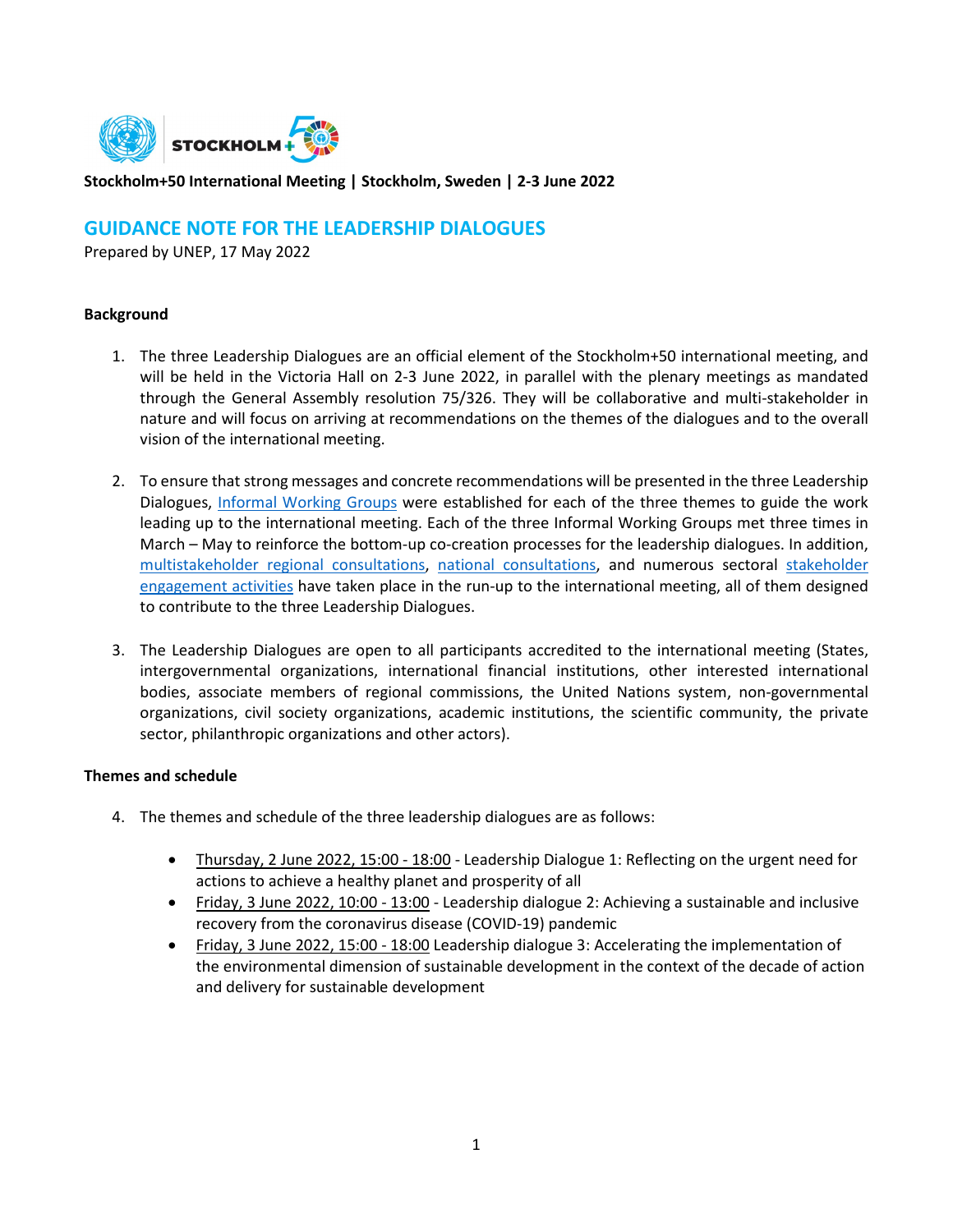**Stockholm+50 International Meeting | Stockholm, Sweden | 2-3 June 2022**

# GUIDANCE NOTE FOR THE LEADERSHIP DIALOGUES

Prepared by UNEP, 17 May 2022

**Background**

1. The three Leadership Dialogues are an official element of the Stockholm+50 international meeting, and will be held in the Victoria Hall on 2-3 June 2022, in parallel with the plenary meetings as mandated through the General Assembly resolution 75/326. They will be collaborative and multi-stakeholder in nature and will focus on arriving at recommendations on the themes of the dialogues and to the overall vision of the international meeting.

2. To ensure that strong messages and concrete recommendations will be presented in the three Leadership Dialogues, Informal Working Groups were established for each of the three themes to guide the work leading up to the international meeting. Each of the three Informal Working Groups met three times in March – May to reinforce the bottom-up co-creation processes for the leadership dialogues. In addition, multistakeholder regional consultations, national consultations, and numerous sectoral stakeholder engagement activities have taken place in the run-up to the international meeting, all of them designed to contribute to the three Leadership Dialogues.

3. The Leadership Dialogues are open to all participants accredited to the international meeting (States, intergovernmental organizations, international financial institutions, other interested international bodies, associate members of regional commissions, the United Nations system, non-governmental organizations, civil society organizations, academic institutions, the scientific community, the private sector, philanthropic organizations and other actors).

**Themes and schedule**

4. The themes and schedule of the three leadership dialogues are as follows:

   - Thursday, 2 June 2022, 15:00 - 18:00 - Leadership Dialogue 1: Reflecting on the urgent need for actions to achieve a healthy planet and prosperity of all
   - Friday, 3 June 2022, 10:00 - 13:00 - Leadership dialogue 2: Achieving a sustainable and inclusive recovery from the coronavirus disease (COVID-19) pandemic
   - Friday, 3 June 2022, 15:00 - 18:00 Leadership dialogue 3: Accelerating the implementation of the environmental dimension of sustainable development in the context of the decade of action and delivery for sustainable development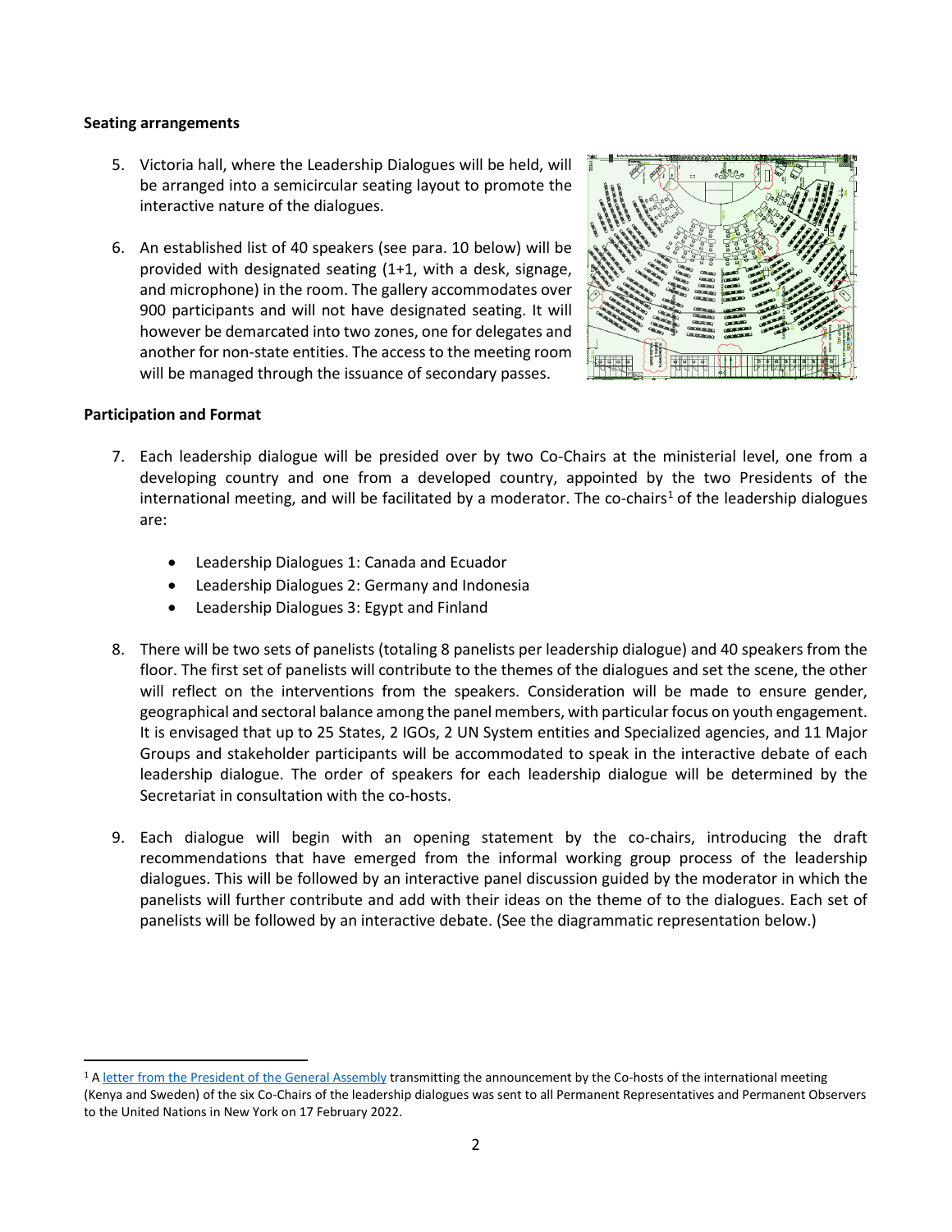**Seating arrangements**

5. Victoria hall, where the Leadership Dialogues will be held, will be arranged into a semicircular seating layout to promote the interactive nature of the dialogues.

6. An established list of 40 speakers (see para. 10 below) will be provided with designated seating (1+1, with a desk, signage, and microphone) in the room. The gallery accommodates over 900 participants and will not have designated seating. It will however be demarcated into two zones, one for delegates and another for non-state entities. The access to the meeting room will be managed through the issuance of secondary passes.

**Participation and Format**

7. Each leadership dialogue will be presided over by two Co-Chairs at the ministerial level, one from a developing country and one from a developed country, appointed by the two Presidents of the international meeting, and will be facilitated by a moderator. The co-chairs[1] of the leadership dialogues are:

   - Leadership Dialogues 1: Canada and Ecuador
   - Leadership Dialogues 2: Germany and Indonesia
   - Leadership Dialogues 3: Egypt and Finland

8. There will be two sets of panelists (totaling 8 panelists per leadership dialogue) and 40 speakers from the floor. The first set of panelists will contribute to the themes of the dialogues and set the scene, the other will reflect on the interventions from the speakers. Consideration will be made to ensure gender, geographical and sectoral balance among the panel members, with particular focus on youth engagement. It is envisaged that up to 25 States, 2 IGOs, 2 UN System entities and Specialized agencies, and 11 Major Groups and stakeholder participants will be accommodated to speak in the interactive debate of each leadership dialogue. The order of speakers for each leadership dialogue will be determined by the Secretariat in consultation with the co-hosts.

9. Each dialogue will begin with an opening statement by the co-chairs, introducing the draft recommendations that have emerged from the informal working group process of the leadership dialogues. This will be followed by an interactive panel discussion guided by the moderator in which the panelists will further contribute and add with their ideas on the theme of to the dialogues. Each set of panelists will be followed by an interactive debate. (See the diagrammatic representation below.)

---

[1] A letter from the President of the General Assembly transmitting the announcement by the Co-hosts of the international meeting (Kenya and Sweden) of the six Co-Chairs of the leadership dialogues was sent to all Permanent Representatives and Permanent Observers to the United Nations in New York on 17 February 2022.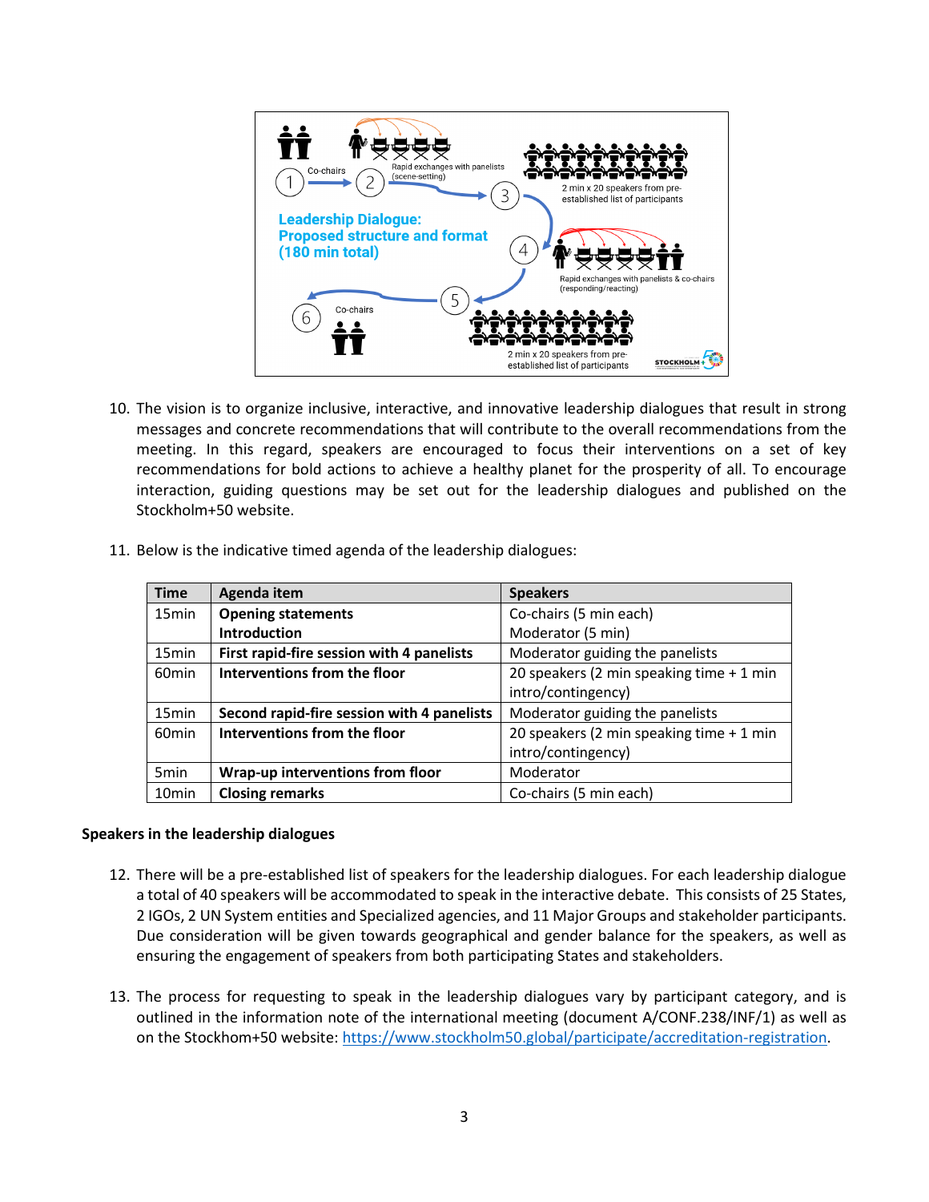**Leadership Dialogue: Proposed structure and format (180 min total)**

10. The vision is to organize inclusive, interactive, and innovative leadership dialogues that result in strong messages and concrete recommendations that will contribute to the overall recommendations from the meeting. In this regard, speakers are encouraged to focus their interventions on a set of key recommendations for bold actions to achieve a healthy planet for the prosperity of all. To encourage interaction, guiding questions may be set out for the leadership dialogues and published on the Stockholm+50 website.

11. Below is the indicative timed agenda of the leadership dialogues:

| Time | Agenda item | Speakers |
|---|---|---|
| 15min | **Opening statements**<br>**Introduction** | Co-chairs (5 min each)<br>Moderator (5 min) |
| 15min | **First rapid-fire session with 4 panelists** | Moderator guiding the panelists |
| 60min | **Interventions from the floor** | 20 speakers (2 min speaking time + 1 min intro/contingency) |
| 15min | **Second rapid-fire session with 4 panelists** | Moderator guiding the panelists |
| 60min | **Interventions from the floor** | 20 speakers (2 min speaking time + 1 min intro/contingency) |
| 5min | **Wrap-up interventions from floor** | Moderator |
| 10min | **Closing remarks** | Co-chairs (5 min each) |

**Speakers in the leadership dialogues**

12. There will be a pre-established list of speakers for the leadership dialogues. For each leadership dialogue a total of 40 speakers will be accommodated to speak in the interactive debate. This consists of 25 States, 2 IGOs, 2 UN System entities and Specialized agencies, and 11 Major Groups and stakeholder participants. Due consideration will be given towards geographical and gender balance for the speakers, as well as ensuring the engagement of speakers from both participating States and stakeholders.

13. The process for requesting to speak in the leadership dialogues vary by participant category, and is outlined in the information note of the international meeting (document A/CONF.238/INF/1) as well as on the Stockhom+50 website: https://www.stockholm50.global/participate/accreditation-registration.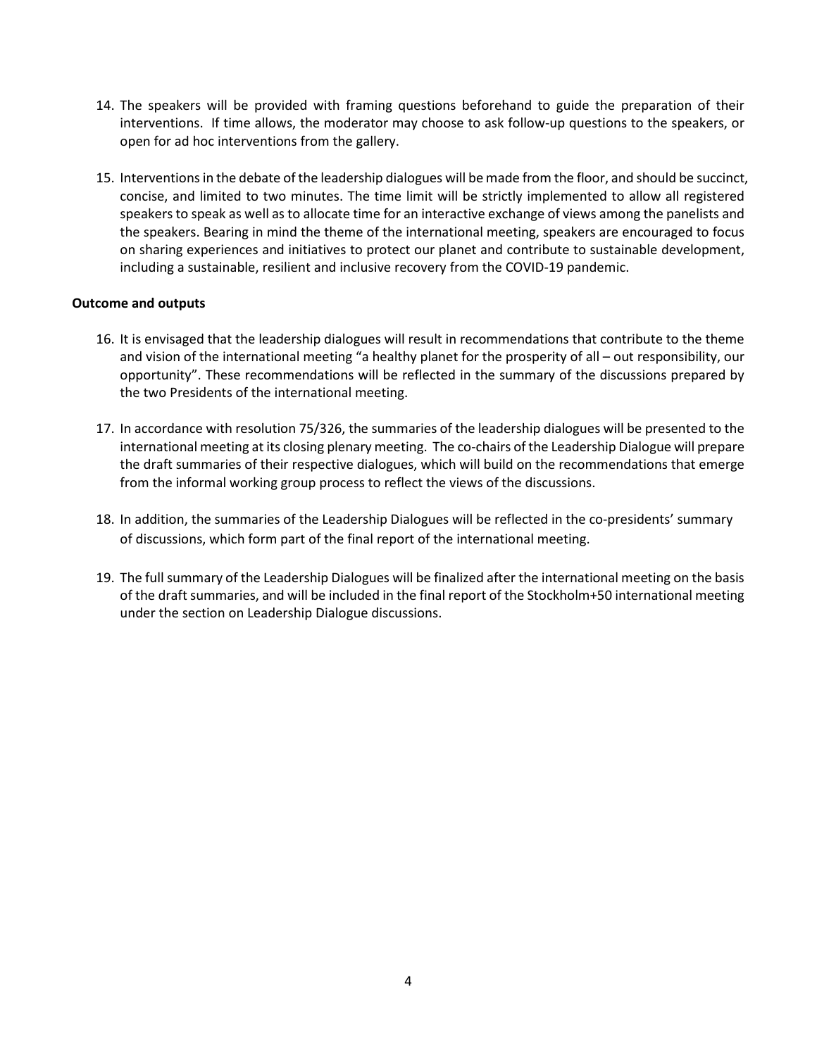14. The speakers will be provided with framing questions beforehand to guide the preparation of their interventions. If time allows, the moderator may choose to ask follow-up questions to the speakers, or open for ad hoc interventions from the gallery.

15. Interventions in the debate of the leadership dialogues will be made from the floor, and should be succinct, concise, and limited to two minutes. The time limit will be strictly implemented to allow all registered speakers to speak as well as to allocate time for an interactive exchange of views among the panelists and the speakers. Bearing in mind the theme of the international meeting, speakers are encouraged to focus on sharing experiences and initiatives to protect our planet and contribute to sustainable development, including a sustainable, resilient and inclusive recovery from the COVID-19 pandemic.

**Outcome and outputs**

16. It is envisaged that the leadership dialogues will result in recommendations that contribute to the theme and vision of the international meeting "a healthy planet for the prosperity of all – out responsibility, our opportunity". These recommendations will be reflected in the summary of the discussions prepared by the two Presidents of the international meeting.

17. In accordance with resolution 75/326, the summaries of the leadership dialogues will be presented to the international meeting at its closing plenary meeting. The co-chairs of the Leadership Dialogue will prepare the draft summaries of their respective dialogues, which will build on the recommendations that emerge from the informal working group process to reflect the views of the discussions.

18. In addition, the summaries of the Leadership Dialogues will be reflected in the co-presidents' summary of discussions, which form part of the final report of the international meeting.

19. The full summary of the Leadership Dialogues will be finalized after the international meeting on the basis of the draft summaries, and will be included in the final report of the Stockholm+50 international meeting under the section on Leadership Dialogue discussions.